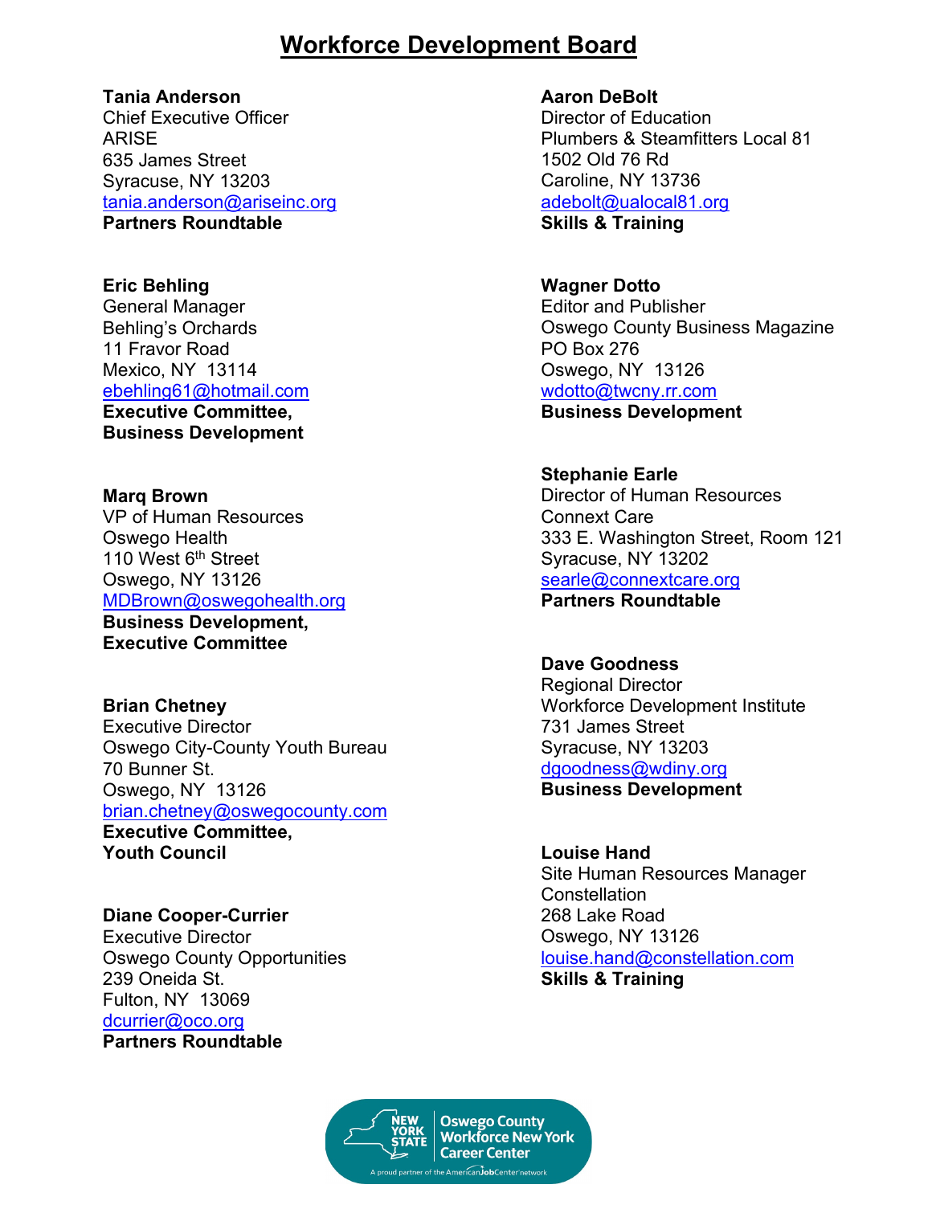# Workforce Development Board

**Tania Anderson**
Chief Executive Officer
ARISE
635 James Street
Syracuse, NY 13203
tania.anderson@ariseinc.org
**Partners Roundtable**

**Eric Behling**
General Manager
Behling's Orchards
11 Fravor Road
Mexico, NY 13114
ebehling61@hotmail.com
**Executive Committee, Business Development**

**Marq Brown**
VP of Human Resources
Oswego Health
110 West 6th Street
Oswego, NY 13126
MDBrown@oswegohealth.org
**Business Development, Executive Committee**

**Brian Chetney**
Executive Director
Oswego City-County Youth Bureau
70 Bunner St.
Oswego, NY 13126
brian.chetney@oswegocounty.com
**Executive Committee, Youth Council**

**Diane Cooper-Currier**
Executive Director
Oswego County Opportunities
239 Oneida St.
Fulton, NY 13069
dcurrier@oco.org
**Partners Roundtable**

**Aaron DeBolt**
Director of Education
Plumbers & Steamfitters Local 81
1502 Old 76 Rd
Caroline, NY 13736
adebolt@ualocal81.org
**Skills & Training**

**Wagner Dotto**
Editor and Publisher
Oswego County Business Magazine
PO Box 276
Oswego, NY 13126
wdotto@twcny.rr.com
**Business Development**

**Stephanie Earle**
Director of Human Resources
Connext Care
333 E. Washington Street, Room 121
Syracuse, NY 13202
searle@connextcare.org
**Partners Roundtable**

**Dave Goodness**
Regional Director
Workforce Development Institute
731 James Street
Syracuse, NY 13203
dgoodness@wdiny.org
**Business Development**

**Louise Hand**
Site Human Resources Manager
Constellation
268 Lake Road
Oswego, NY 13126
louise.hand@constellation.com
**Skills & Training**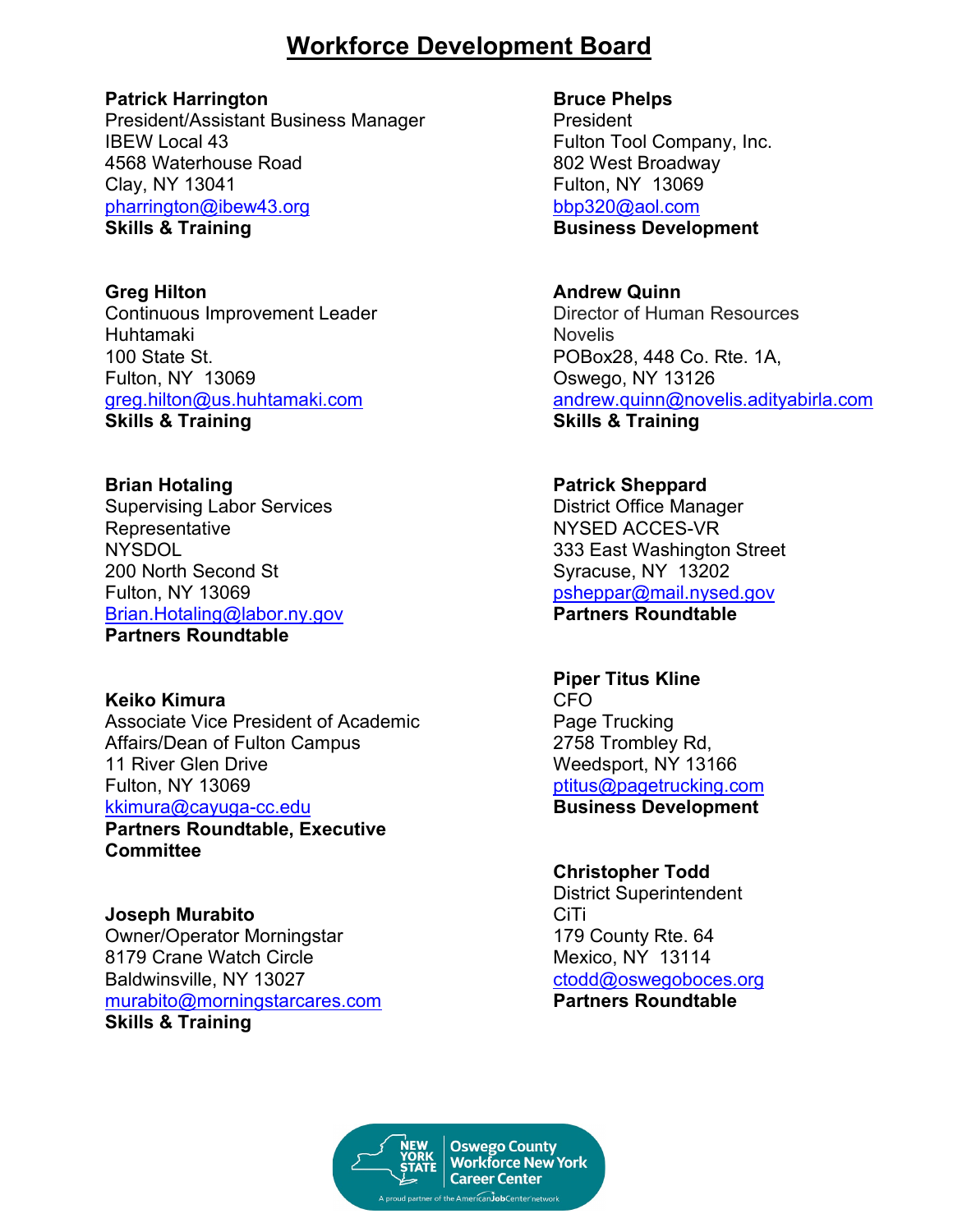# Workforce Development Board

**Patrick Harrington**
President/Assistant Business Manager
IBEW Local 43
4568 Waterhouse Road
Clay, NY 13041
pharrington@ibew43.org
**Skills & Training**

**Greg Hilton**
Continuous Improvement Leader
Huhtamaki
100 State St.
Fulton, NY 13069
greg.hilton@us.huhtamaki.com
**Skills & Training**

**Brian Hotaling**
Supervising Labor Services Representative
NYSDOL
200 North Second St
Fulton, NY 13069
Brian.Hotaling@labor.ny.gov
**Partners Roundtable**

**Keiko Kimura**
Associate Vice President of Academic Affairs/Dean of Fulton Campus
11 River Glen Drive
Fulton, NY 13069
kkimura@cayuga-cc.edu
**Partners Roundtable, Executive Committee**

**Joseph Murabito**
Owner/Operator Morningstar
8179 Crane Watch Circle
Baldwinsville, NY 13027
murabito@morningstarcares.com
**Skills & Training**

**Bruce Phelps**
President
Fulton Tool Company, Inc.
802 West Broadway
Fulton, NY 13069
bbp320@aol.com
**Business Development**

**Andrew Quinn**
Director of Human Resources
Novelis
POBox28, 448 Co. Rte. 1A,
Oswego, NY 13126
andrew.quinn@novelis.adityabirla.com
**Skills & Training**

**Patrick Sheppard**
District Office Manager
NYSED ACCES-VR
333 East Washington Street
Syracuse, NY 13202
psheppar@mail.nysed.gov
**Partners Roundtable**

**Piper Titus Kline**
CFO
Page Trucking
2758 Trombley Rd,
Weedsport, NY 13166
ptitus@pagetrucking.com
**Business Development**

**Christopher Todd**
District Superintendent
CiTi
179 County Rte. 64
Mexico, NY 13114
ctodd@oswegoboces.org
**Partners Roundtable**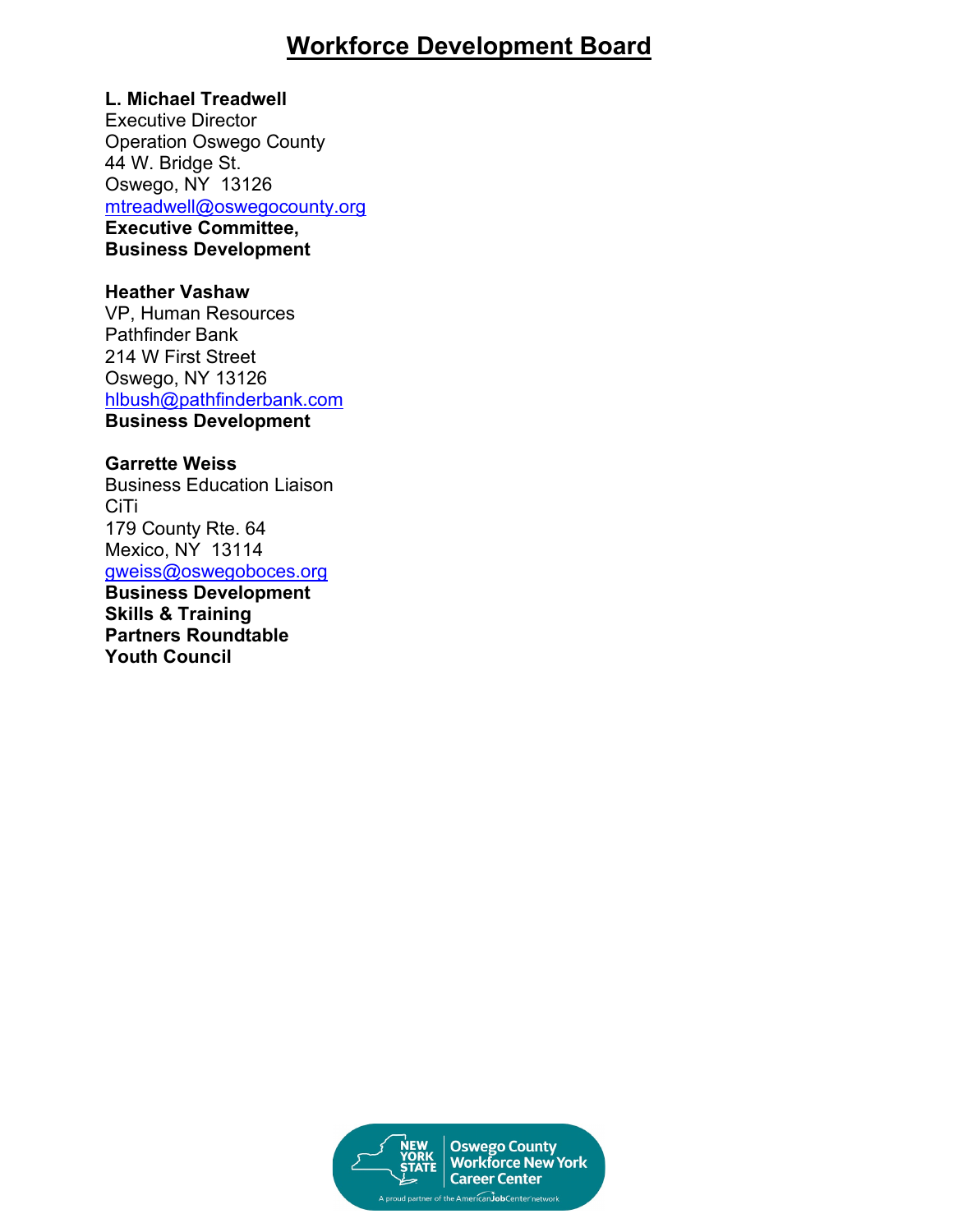# Workforce Development Board

**L. Michael Treadwell**
Executive Director
Operation Oswego County
44 W. Bridge St.
Oswego, NY 13126
mtreadwell@oswegocounty.org
**Executive Committee,**
**Business Development**

**Heather Vashaw**
VP, Human Resources
Pathfinder Bank
214 W First Street
Oswego, NY 13126
hlbush@pathfinderbank.com
**Business Development**

**Garrette Weiss**
Business Education Liaison
CiTi
179 County Rte. 64
Mexico, NY 13114
gweiss@oswegoboces.org
**Business Development**
**Skills & Training**
**Partners Roundtable**
**Youth Council**